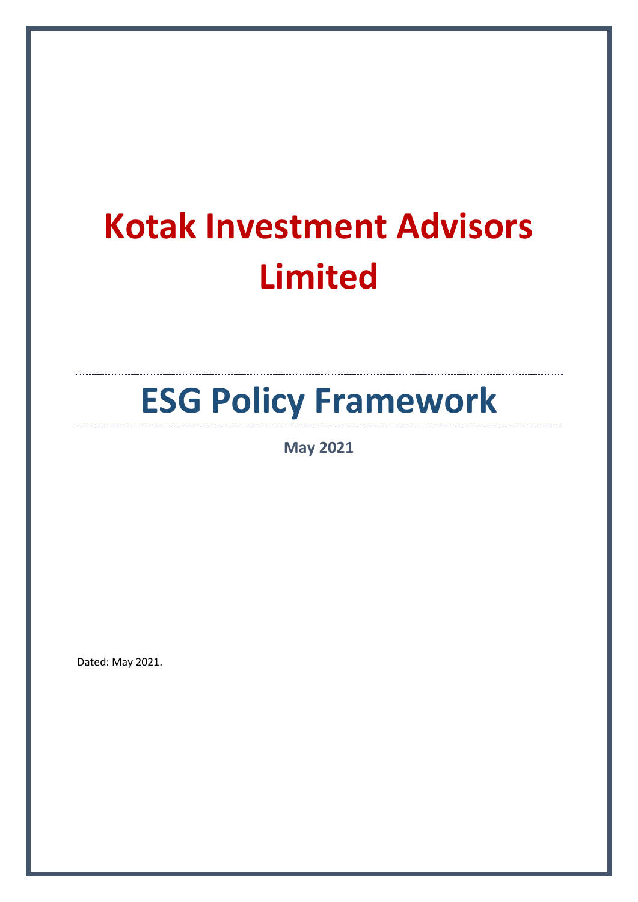# Kotak Investment Advisors Limited

# ESG Policy Framework

**May 2021**

Dated: May 2021.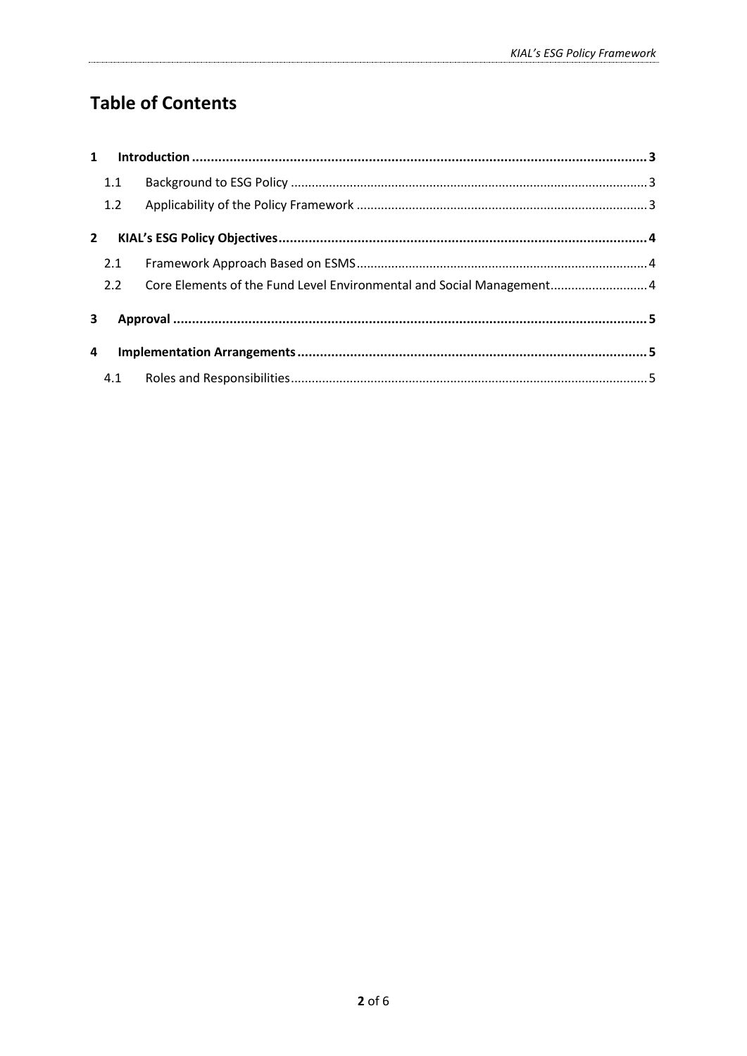# Table of Contents

**1 Introduction ... 3**

- 1.1 Background to ESG Policy ... 3
- 1.2 Applicability of the Policy Framework ... 3

**2 KIAL's ESG Policy Objectives ... 4**

- 2.1 Framework Approach Based on ESMS ... 4
- 2.2 Core Elements of the Fund Level Environmental and Social Management ... 4

**3 Approval ... 5**

**4 Implementation Arrangements ... 5**

- 4.1 Roles and Responsibilities ... 5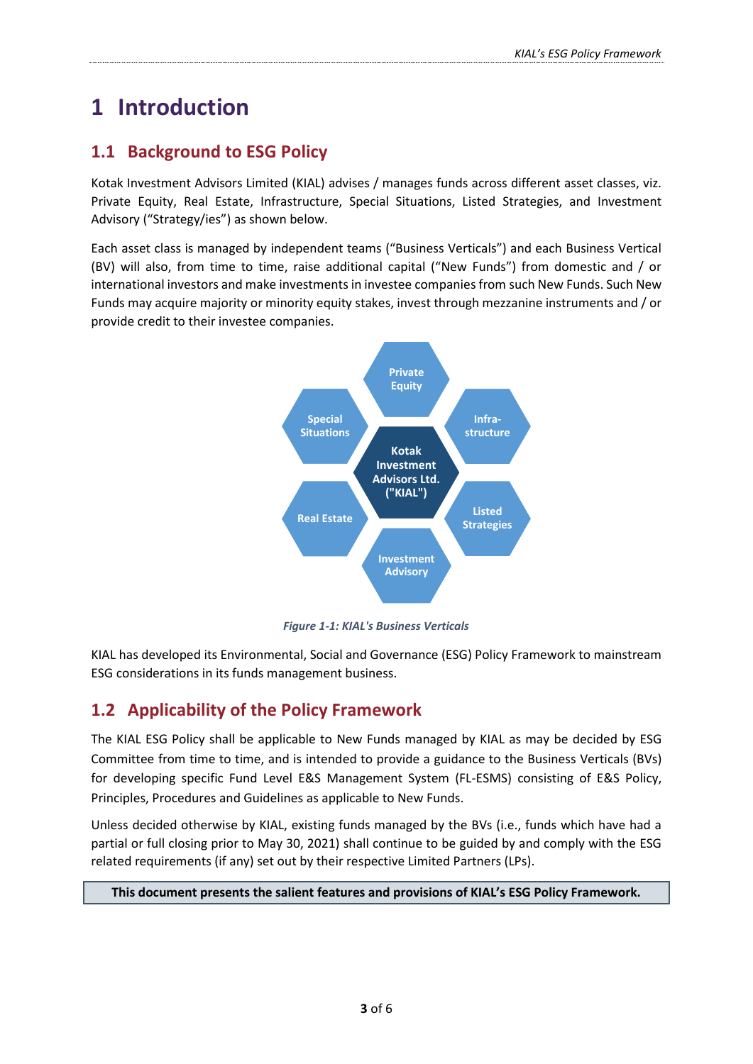# 1 Introduction

## 1.1 Background to ESG Policy

Kotak Investment Advisors Limited (KIAL) advises / manages funds across different asset classes, viz. Private Equity, Real Estate, Infrastructure, Special Situations, Listed Strategies, and Investment Advisory ("Strategy/ies") as shown below.

Each asset class is managed by independent teams ("Business Verticals") and each Business Vertical (BV) will also, from time to time, raise additional capital ("New Funds") from domestic and / or international investors and make investments in investee companies from such New Funds. Such New Funds may acquire majority or minority equity stakes, invest through mezzanine instruments and / or provide credit to their investee companies.

Kotak Investment Advisors Ltd. ("KIAL")

Private Equity

Infra-structure

Listed Strategies

Investment Advisory

Real Estate

Special Situations

*Figure 1-1: KIAL's Business Verticals*

KIAL has developed its Environmental, Social and Governance (ESG) Policy Framework to mainstream ESG considerations in its funds management business.

## 1.2 Applicability of the Policy Framework

The KIAL ESG Policy shall be applicable to New Funds managed by KIAL as may be decided by ESG Committee from time to time, and is intended to provide a guidance to the Business Verticals (BVs) for developing specific Fund Level E&S Management System (FL-ESMS) consisting of E&S Policy, Principles, Procedures and Guidelines as applicable to New Funds.

Unless decided otherwise by KIAL, existing funds managed by the BVs (i.e., funds which have had a partial or full closing prior to May 30, 2021) shall continue to be guided by and comply with the ESG related requirements (if any) set out by their respective Limited Partners (LPs).

**This document presents the salient features and provisions of KIAL's ESG Policy Framework.**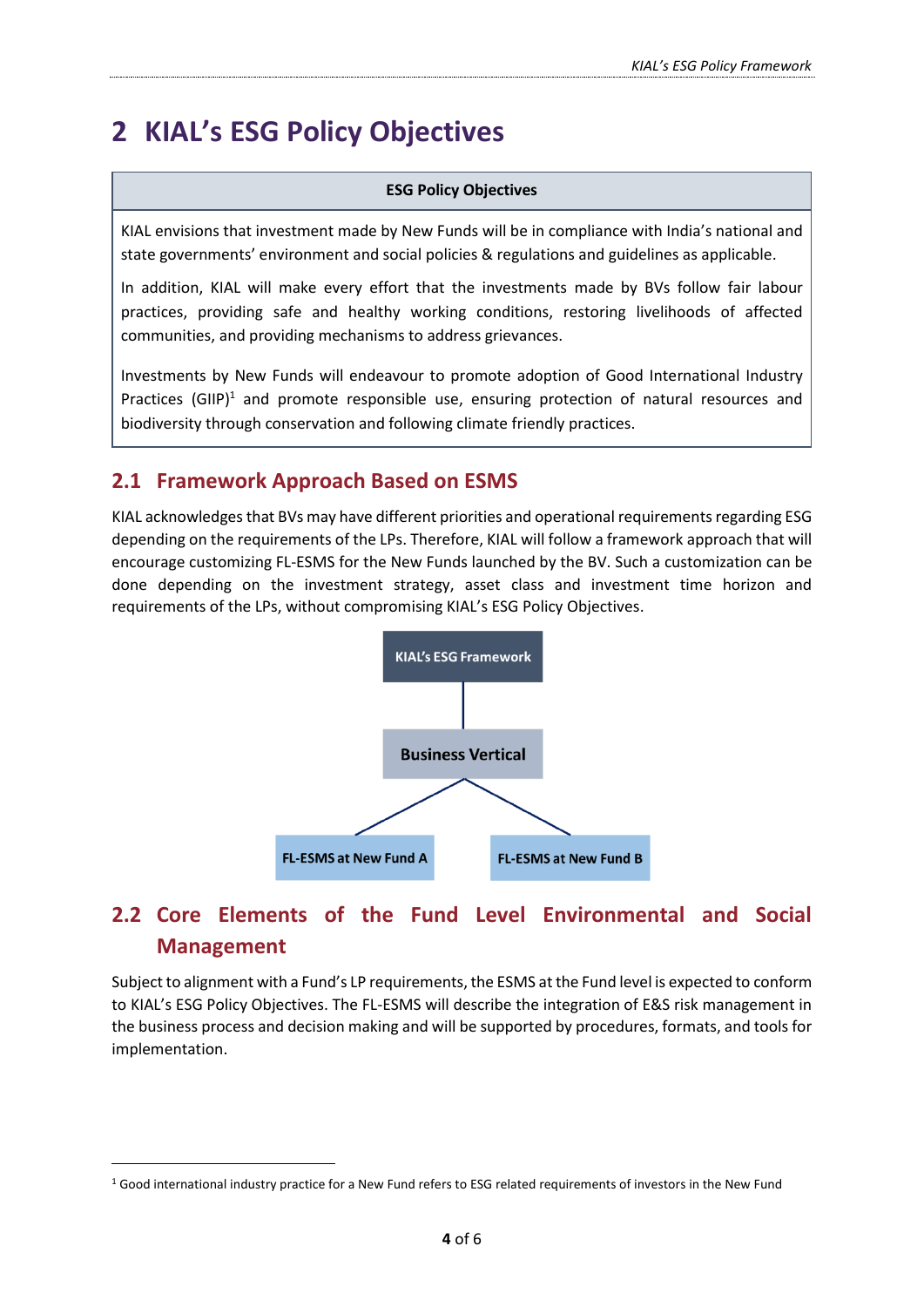# 2 KIAL's ESG Policy Objectives

| ESG Policy Objectives |
| --- |
| KIAL envisions that investment made by New Funds will be in compliance with India's national and state governments' environment and social policies & regulations and guidelines as applicable.<br><br>In addition, KIAL will make every effort that the investments made by BVs follow fair labour practices, providing safe and healthy working conditions, restoring livelihoods of affected communities, and providing mechanisms to address grievances.<br><br>Investments by New Funds will endeavour to promote adoption of Good International Industry Practices (GIIP)[1] and promote responsible use, ensuring protection of natural resources and biodiversity through conservation and following climate friendly practices. |

## 2.1 Framework Approach Based on ESMS

KIAL acknowledges that BVs may have different priorities and operational requirements regarding ESG depending on the requirements of the LPs. Therefore, KIAL will follow a framework approach that will encourage customizing FL-ESMS for the New Funds launched by the BV. Such a customization can be done depending on the investment strategy, asset class and investment time horizon and requirements of the LPs, without compromising KIAL's ESG Policy Objectives.

KIAL's ESG Framework

Business Vertical

FL-ESMS at New Fund A

FL-ESMS at New Fund B

## 2.2 Core Elements of the Fund Level Environmental and Social Management

Subject to alignment with a Fund's LP requirements, the ESMS at the Fund level is expected to conform to KIAL's ESG Policy Objectives. The FL-ESMS will describe the integration of E&S risk management in the business process and decision making and will be supported by procedures, formats, and tools for implementation.

[1] Good international industry practice for a New Fund refers to ESG related requirements of investors in the New Fund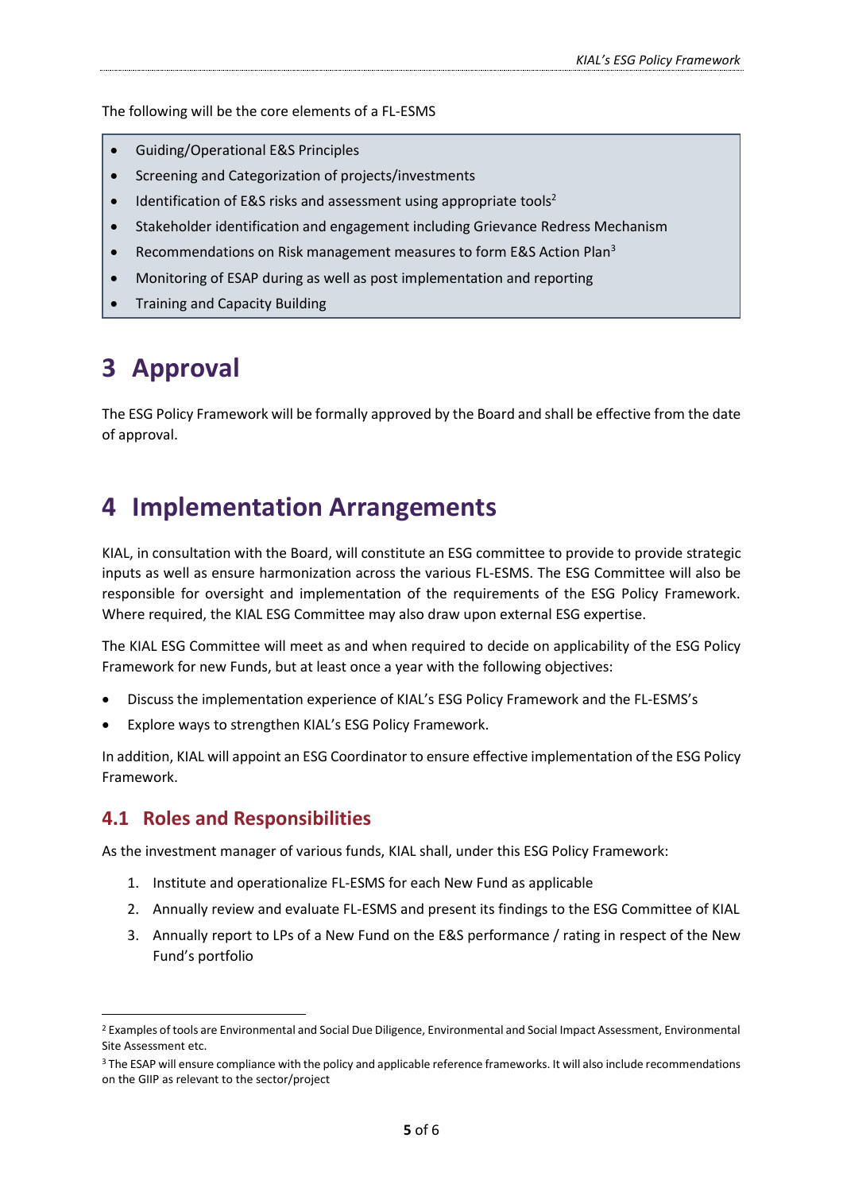The following will be the core elements of a FL-ESMS

- Guiding/Operational E&S Principles
- Screening and Categorization of projects/investments
- Identification of E&S risks and assessment using appropriate tools[2]
- Stakeholder identification and engagement including Grievance Redress Mechanism
- Recommendations on Risk management measures to form E&S Action Plan[3]
- Monitoring of ESAP during as well as post implementation and reporting
- Training and Capacity Building

# 3 Approval

The ESG Policy Framework will be formally approved by the Board and shall be effective from the date of approval.

# 4 Implementation Arrangements

KIAL, in consultation with the Board, will constitute an ESG committee to provide to provide strategic inputs as well as ensure harmonization across the various FL-ESMS. The ESG Committee will also be responsible for oversight and implementation of the requirements of the ESG Policy Framework. Where required, the KIAL ESG Committee may also draw upon external ESG expertise.

The KIAL ESG Committee will meet as and when required to decide on applicability of the ESG Policy Framework for new Funds, but at least once a year with the following objectives:

- Discuss the implementation experience of KIAL's ESG Policy Framework and the FL-ESMS's
- Explore ways to strengthen KIAL's ESG Policy Framework.

In addition, KIAL will appoint an ESG Coordinator to ensure effective implementation of the ESG Policy Framework.

## 4.1 Roles and Responsibilities

As the investment manager of various funds, KIAL shall, under this ESG Policy Framework:

1. Institute and operationalize FL-ESMS for each New Fund as applicable
2. Annually review and evaluate FL-ESMS and present its findings to the ESG Committee of KIAL
3. Annually report to LPs of a New Fund on the E&S performance / rating in respect of the New Fund's portfolio

---

[2] Examples of tools are Environmental and Social Due Diligence, Environmental and Social Impact Assessment, Environmental Site Assessment etc.

[3] The ESAP will ensure compliance with the policy and applicable reference frameworks. It will also include recommendations on the GIIP as relevant to the sector/project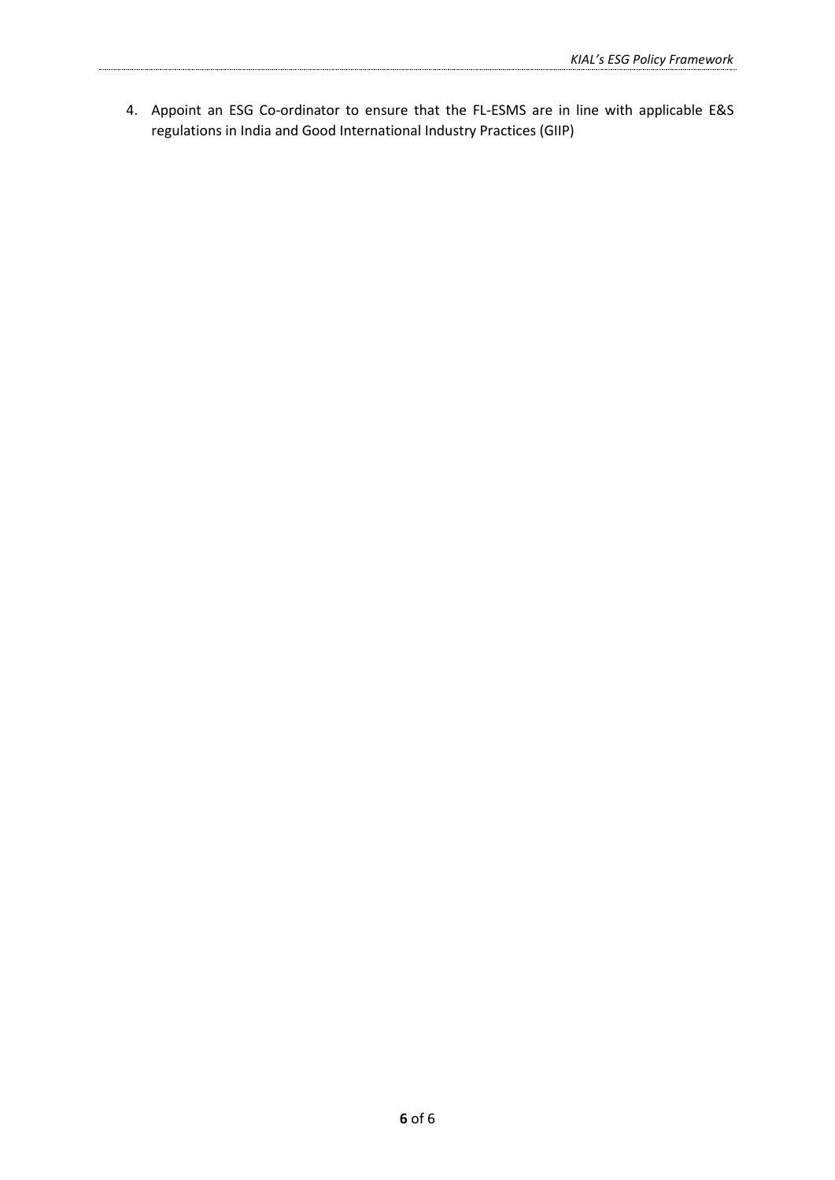4. Appoint an ESG Co-ordinator to ensure that the FL-ESMS are in line with applicable E&S regulations in India and Good International Industry Practices (GIIP)